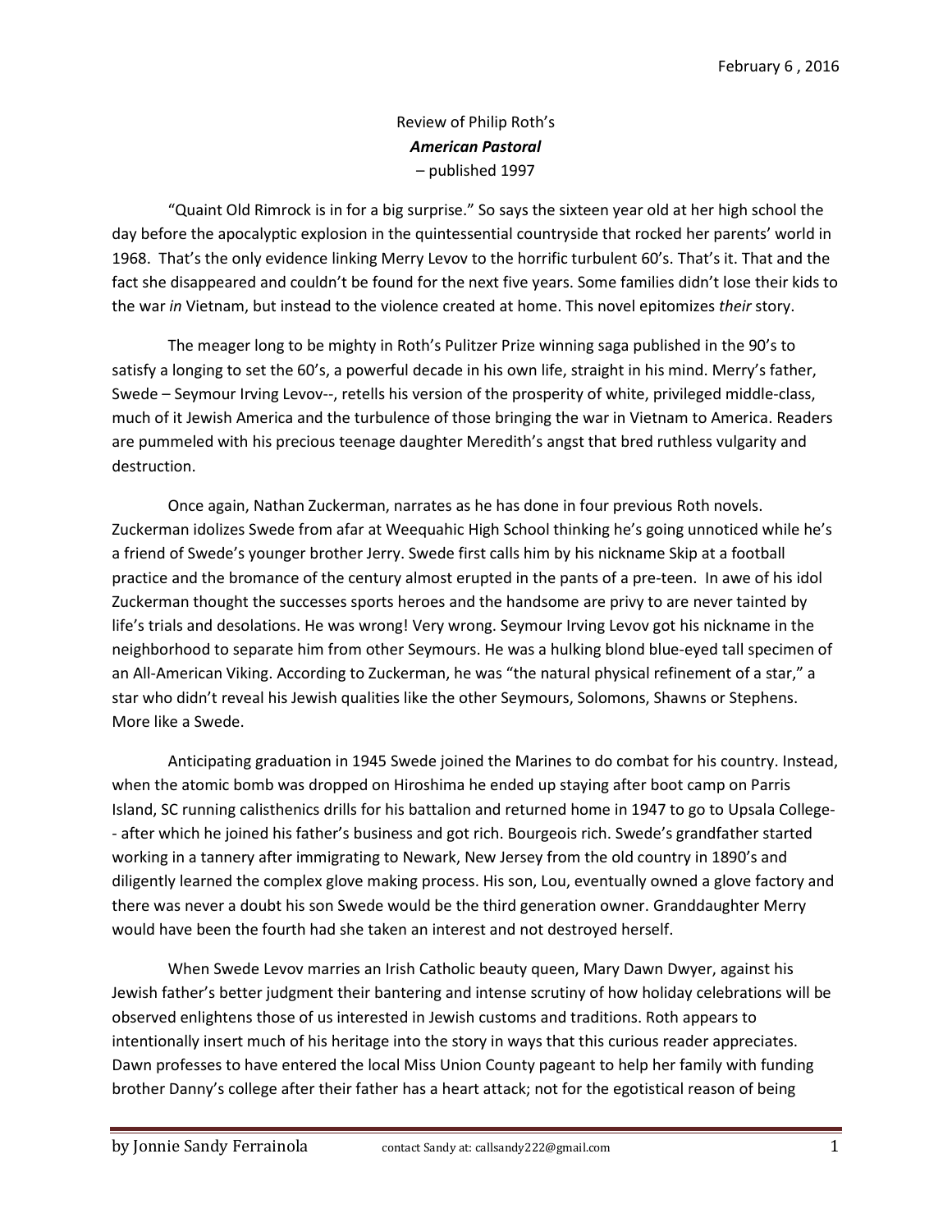February 6 , 2016

Review of Philip Roth's
***American Pastoral***
– published 1997

"Quaint Old Rimrock is in for a big surprise." So says the sixteen year old at her high school the day before the apocalyptic explosion in the quintessential countryside that rocked her parents' world in 1968. That's the only evidence linking Merry Levov to the horrific turbulent 60's. That's it. That and the fact she disappeared and couldn't be found for the next five years. Some families didn't lose their kids to the war *in* Vietnam, but instead to the violence created at home. This novel epitomizes *their* story.

The meager long to be mighty in Roth's Pulitzer Prize winning saga published in the 90's to satisfy a longing to set the 60's, a powerful decade in his own life, straight in his mind. Merry's father, Swede – Seymour Irving Levov--, retells his version of the prosperity of white, privileged middle-class, much of it Jewish America and the turbulence of those bringing the war in Vietnam to America. Readers are pummeled with his precious teenage daughter Meredith's angst that bred ruthless vulgarity and destruction.

Once again, Nathan Zuckerman, narrates as he has done in four previous Roth novels. Zuckerman idolizes Swede from afar at Weequahic High School thinking he's going unnoticed while he's a friend of Swede's younger brother Jerry. Swede first calls him by his nickname Skip at a football practice and the bromance of the century almost erupted in the pants of a pre-teen. In awe of his idol Zuckerman thought the successes sports heroes and the handsome are privy to are never tainted by life's trials and desolations. He was wrong! Very wrong. Seymour Irving Levov got his nickname in the neighborhood to separate him from other Seymours. He was a hulking blond blue-eyed tall specimen of an All-American Viking. According to Zuckerman, he was "the natural physical refinement of a star," a star who didn't reveal his Jewish qualities like the other Seymours, Solomons, Shawns or Stephens. More like a Swede.

Anticipating graduation in 1945 Swede joined the Marines to do combat for his country. Instead, when the atomic bomb was dropped on Hiroshima he ended up staying after boot camp on Parris Island, SC running calisthenics drills for his battalion and returned home in 1947 to go to Upsala College-- after which he joined his father's business and got rich. Bourgeois rich. Swede's grandfather started working in a tannery after immigrating to Newark, New Jersey from the old country in 1890's and diligently learned the complex glove making process. His son, Lou, eventually owned a glove factory and there was never a doubt his son Swede would be the third generation owner. Granddaughter Merry would have been the fourth had she taken an interest and not destroyed herself.

When Swede Levov marries an Irish Catholic beauty queen, Mary Dawn Dwyer, against his Jewish father's better judgment their bantering and intense scrutiny of how holiday celebrations will be observed enlightens those of us interested in Jewish customs and traditions. Roth appears to intentionally insert much of his heritage into the story in ways that this curious reader appreciates. Dawn professes to have entered the local Miss Union County pageant to help her family with funding brother Danny's college after their father has a heart attack; not for the egotistical reason of being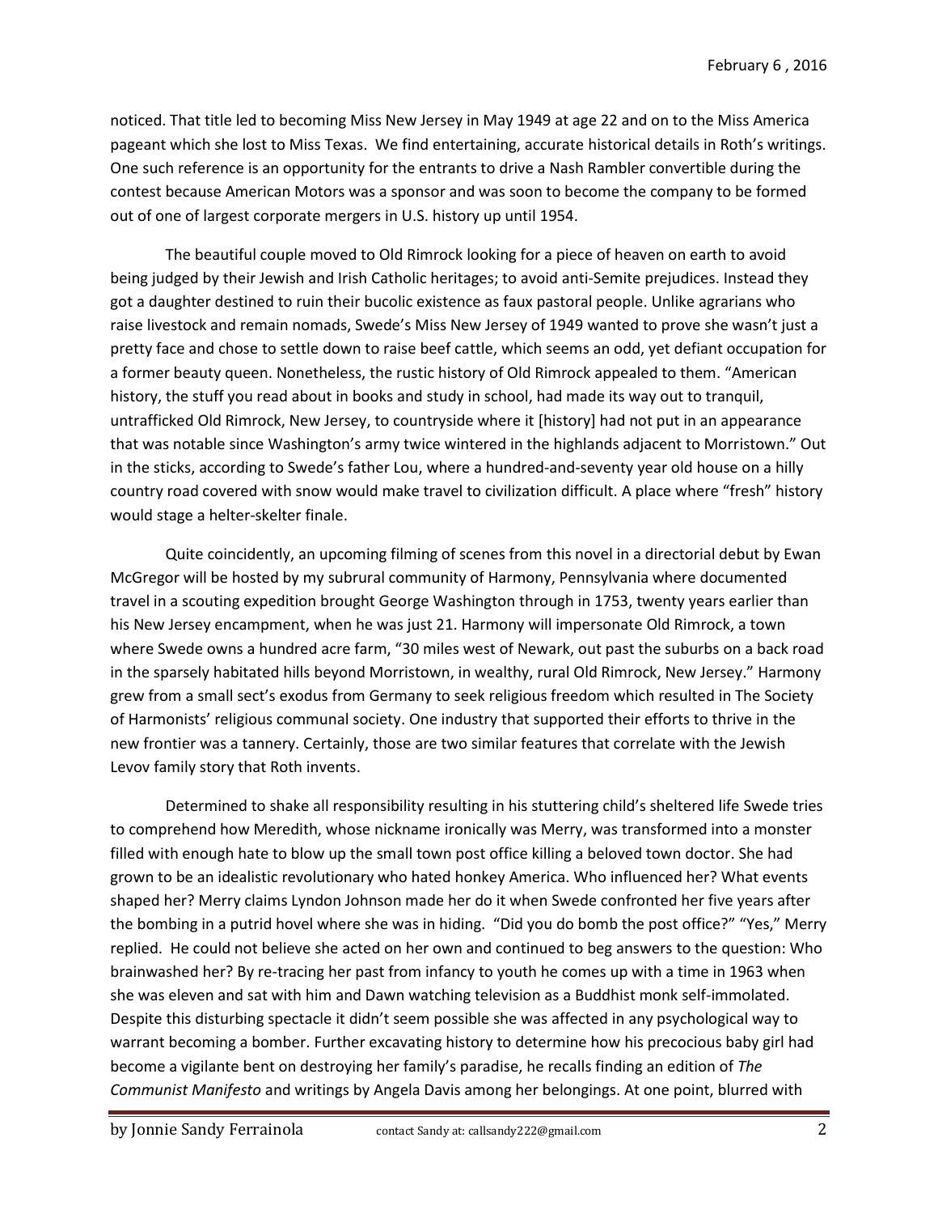noticed. That title led to becoming Miss New Jersey in May 1949 at age 22 and on to the Miss America pageant which she lost to Miss Texas. We find entertaining, accurate historical details in Roth's writings. One such reference is an opportunity for the entrants to drive a Nash Rambler convertible during the contest because American Motors was a sponsor and was soon to become the company to be formed out of one of largest corporate mergers in U.S. history up until 1954.

The beautiful couple moved to Old Rimrock looking for a piece of heaven on earth to avoid being judged by their Jewish and Irish Catholic heritages; to avoid anti-Semite prejudices. Instead they got a daughter destined to ruin their bucolic existence as faux pastoral people. Unlike agrarians who raise livestock and remain nomads, Swede's Miss New Jersey of 1949 wanted to prove she wasn't just a pretty face and chose to settle down to raise beef cattle, which seems an odd, yet defiant occupation for a former beauty queen. Nonetheless, the rustic history of Old Rimrock appealed to them. "American history, the stuff you read about in books and study in school, had made its way out to tranquil, untrafficked Old Rimrock, New Jersey, to countryside where it [history] had not put in an appearance that was notable since Washington's army twice wintered in the highlands adjacent to Morristown." Out in the sticks, according to Swede's father Lou, where a hundred-and-seventy year old house on a hilly country road covered with snow would make travel to civilization difficult. A place where "fresh" history would stage a helter-skelter finale.

Quite coincidently, an upcoming filming of scenes from this novel in a directorial debut by Ewan McGregor will be hosted by my subrural community of Harmony, Pennsylvania where documented travel in a scouting expedition brought George Washington through in 1753, twenty years earlier than his New Jersey encampment, when he was just 21. Harmony will impersonate Old Rimrock, a town where Swede owns a hundred acre farm, "30 miles west of Newark, out past the suburbs on a back road in the sparsely habitated hills beyond Morristown, in wealthy, rural Old Rimrock, New Jersey." Harmony grew from a small sect's exodus from Germany to seek religious freedom which resulted in The Society of Harmonists' religious communal society. One industry that supported their efforts to thrive in the new frontier was a tannery. Certainly, those are two similar features that correlate with the Jewish Levov family story that Roth invents.

Determined to shake all responsibility resulting in his stuttering child's sheltered life Swede tries to comprehend how Meredith, whose nickname ironically was Merry, was transformed into a monster filled with enough hate to blow up the small town post office killing a beloved town doctor. She had grown to be an idealistic revolutionary who hated honkey America. Who influenced her? What events shaped her? Merry claims Lyndon Johnson made her do it when Swede confronted her five years after the bombing in a putrid hovel where she was in hiding. "Did you do bomb the post office?" "Yes," Merry replied. He could not believe she acted on her own and continued to beg answers to the question: Who brainwashed her? By re-tracing her past from infancy to youth he comes up with a time in 1963 when she was eleven and sat with him and Dawn watching television as a Buddhist monk self-immolated. Despite this disturbing spectacle it didn't seem possible she was affected in any psychological way to warrant becoming a bomber. Further excavating history to determine how his precocious baby girl had become a vigilante bent on destroying her family's paradise, he recalls finding an edition of *The Communist Manifesto* and writings by Angela Davis among her belongings. At one point, blurred with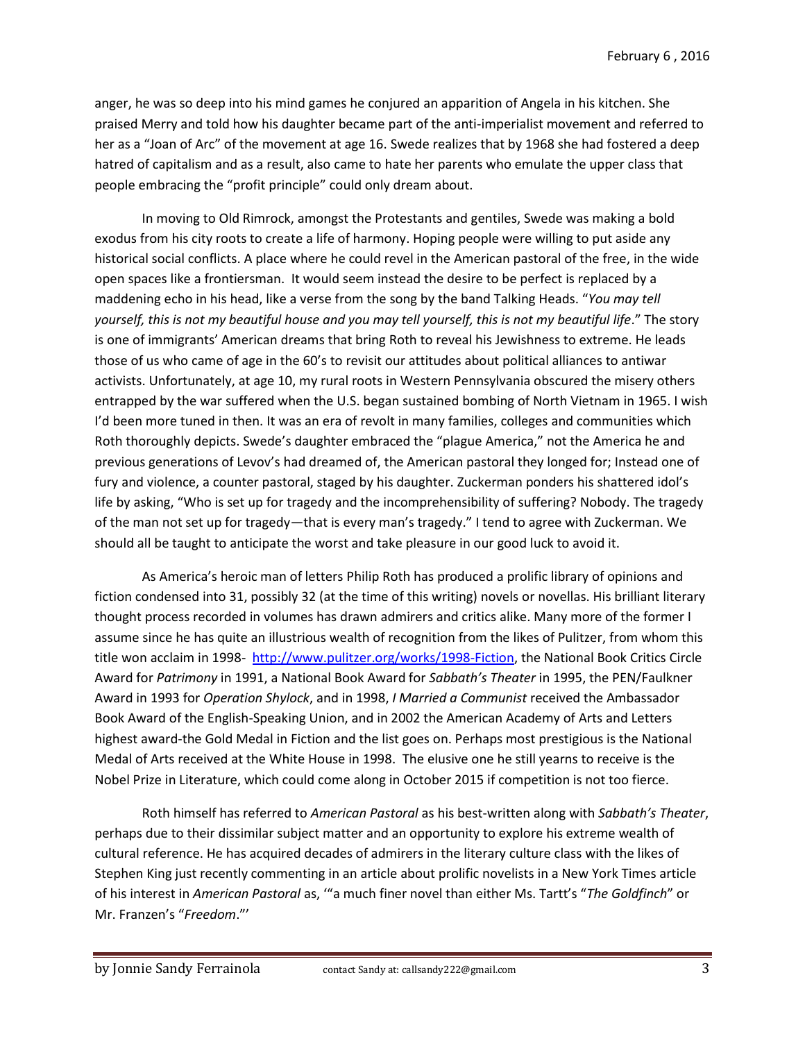anger, he was so deep into his mind games he conjured an apparition of Angela in his kitchen. She praised Merry and told how his daughter became part of the anti-imperialist movement and referred to her as a "Joan of Arc" of the movement at age 16. Swede realizes that by 1968 she had fostered a deep hatred of capitalism and as a result, also came to hate her parents who emulate the upper class that people embracing the "profit principle" could only dream about.

In moving to Old Rimrock, amongst the Protestants and gentiles, Swede was making a bold exodus from his city roots to create a life of harmony. Hoping people were willing to put aside any historical social conflicts. A place where he could revel in the American pastoral of the free, in the wide open spaces like a frontiersman. It would seem instead the desire to be perfect is replaced by a maddening echo in his head, like a verse from the song by the band Talking Heads. "*You may tell yourself, this is not my beautiful house and you may tell yourself, this is not my beautiful life*." The story is one of immigrants' American dreams that bring Roth to reveal his Jewishness to extreme. He leads those of us who came of age in the 60's to revisit our attitudes about political alliances to antiwar activists. Unfortunately, at age 10, my rural roots in Western Pennsylvania obscured the misery others entrapped by the war suffered when the U.S. began sustained bombing of North Vietnam in 1965. I wish I'd been more tuned in then. It was an era of revolt in many families, colleges and communities which Roth thoroughly depicts. Swede's daughter embraced the "plague America," not the America he and previous generations of Levov's had dreamed of, the American pastoral they longed for; Instead one of fury and violence, a counter pastoral, staged by his daughter. Zuckerman ponders his shattered idol's life by asking, "Who is set up for tragedy and the incomprehensibility of suffering? Nobody. The tragedy of the man not set up for tragedy—that is every man's tragedy." I tend to agree with Zuckerman. We should all be taught to anticipate the worst and take pleasure in our good luck to avoid it.

As America's heroic man of letters Philip Roth has produced a prolific library of opinions and fiction condensed into 31, possibly 32 (at the time of this writing) novels or novellas. His brilliant literary thought process recorded in volumes has drawn admirers and critics alike. Many more of the former I assume since he has quite an illustrious wealth of recognition from the likes of Pulitzer, from whom this title won acclaim in 1998- http://www.pulitzer.org/works/1998-Fiction, the National Book Critics Circle Award for *Patrimony* in 1991, a National Book Award for *Sabbath's Theater* in 1995, the PEN/Faulkner Award in 1993 for *Operation Shylock*, and in 1998, *I Married a Communist* received the Ambassador Book Award of the English-Speaking Union, and in 2002 the American Academy of Arts and Letters highest award-the Gold Medal in Fiction and the list goes on. Perhaps most prestigious is the National Medal of Arts received at the White House in 1998. The elusive one he still yearns to receive is the Nobel Prize in Literature, which could come along in October 2015 if competition is not too fierce.

Roth himself has referred to *American Pastoral* as his best-written along with *Sabbath's Theater*, perhaps due to their dissimilar subject matter and an opportunity to explore his extreme wealth of cultural reference. He has acquired decades of admirers in the literary culture class with the likes of Stephen King just recently commenting in an article about prolific novelists in a New York Times article of his interest in *American Pastoral* as, '"a much finer novel than either Ms. Tartt's "*The Goldfinch*" or Mr. Franzen's "*Freedom*."'